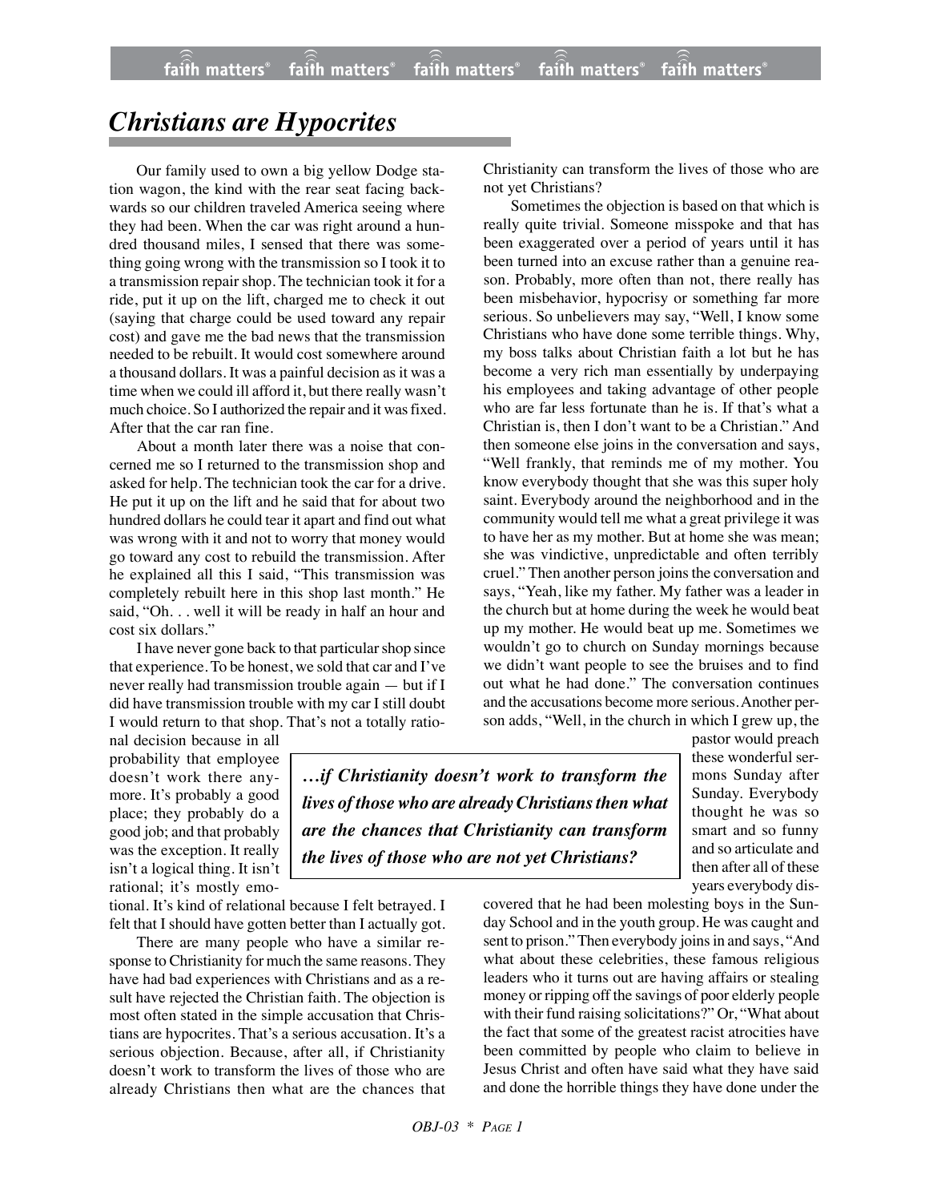# *Christians are Hypocrites*

Our family used to own a big yellow Dodge station wagon, the kind with the rear seat facing backwards so our children traveled America seeing where they had been. When the car was right around a hundred thousand miles, I sensed that there was something going wrong with the transmission so I took it to a transmission repair shop. The technician took it for a ride, put it up on the lift, charged me to check it out (saying that charge could be used toward any repair cost) and gave me the bad news that the transmission needed to be rebuilt. It would cost somewhere around a thousand dollars. It was a painful decision as it was a time when we could ill afford it, but there really wasn't much choice. So I authorized the repair and it was fixed. After that the car ran fine.

About a month later there was a noise that concerned me so I returned to the transmission shop and asked for help. The technician took the car for a drive. He put it up on the lift and he said that for about two hundred dollars he could tear it apart and find out what was wrong with it and not to worry that money would go toward any cost to rebuild the transmission. After he explained all this I said, "This transmission was completely rebuilt here in this shop last month." He said, "Oh. . . well it will be ready in half an hour and cost six dollars."

I have never gone back to that particular shop since that experience. To be honest, we sold that car and I've never really had transmission trouble again — but if I did have transmission trouble with my car I still doubt I would return to that shop. That's not a totally rational decision because in all probability that employee doesn't work there anymore. It's probably a good place; they probably do a good job; and that probably was the exception. It really isn't a logical thing. It isn't rational; it's mostly emotional. It's kind of relational because I felt betrayed. I felt that I should have gotten better than I actually got.

There are many people who have a similar response to Christianity for much the same reasons. They have had bad experiences with Christians and as a result have rejected the Christian faith. The objection is most often stated in the simple accusation that Christians are hypocrites. That's a serious accusation. It's a serious objection. Because, after all, if Christianity doesn't work to transform the lives of those who are already Christians then what are the chances that Christianity can transform the lives of those who are not yet Christians?

> ***…if Christianity doesn't work to transform the lives of those who are already Christians then what are the chances that Christianity can transform the lives of those who are not yet Christians?***

Sometimes the objection is based on that which is really quite trivial. Someone misspoke and that has been exaggerated over a period of years until it has been turned into an excuse rather than a genuine reason. Probably, more often than not, there really has been misbehavior, hypocrisy or something far more serious. So unbelievers may say, "Well, I know some Christians who have done some terrible things. Why, my boss talks about Christian faith a lot but he has become a very rich man essentially by underpaying his employees and taking advantage of other people who are far less fortunate than he is. If that's what a Christian is, then I don't want to be a Christian." And then someone else joins in the conversation and says, "Well frankly, that reminds me of my mother. You know everybody thought that she was this super holy saint. Everybody around the neighborhood and in the community would tell me what a great privilege it was to have her as my mother. But at home she was mean; she was vindictive, unpredictable and often terribly cruel." Then another person joins the conversation and says, "Yeah, like my father. My father was a leader in the church but at home during the week he would beat up my mother. He would beat up me. Sometimes we wouldn't go to church on Sunday mornings because we didn't want people to see the bruises and to find out what he had done." The conversation continues and the accusations become more serious. Another person adds, "Well, in the church in which I grew up, the pastor would preach these wonderful sermons Sunday after Sunday. Everybody thought he was so smart and so funny and so articulate and then after all of these years everybody discovered that he had been molesting boys in the Sunday School and in the youth group. He was caught and sent to prison." Then everybody joins in and says, "And what about these celebrities, these famous religious leaders who it turns out are having affairs or stealing money or ripping off the savings of poor elderly people with their fund raising solicitations?" Or, "What about the fact that some of the greatest racist atrocities have been committed by people who claim to believe in Jesus Christ and often have said what they have said and done the horrible things they have done under the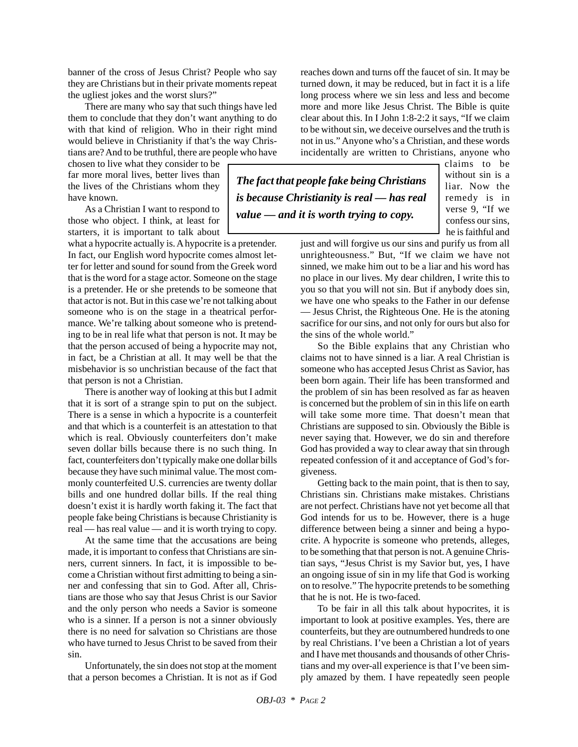banner of the cross of Jesus Christ? People who say they are Christians but in their private moments repeat the ugliest jokes and the worst slurs?"

There are many who say that such things have led them to conclude that they don't want anything to do with that kind of religion. Who in their right mind would believe in Christianity if that's the way Christians are? And to be truthful, there are people who have chosen to live what they consider to be far more moral lives, better lives than the lives of the Christians whom they have known.

As a Christian I want to respond to those who object. I think, at least for starters, it is important to talk about what a hypocrite actually is. A hypocrite is a pretender. In fact, our English word hypocrite comes almost letter for letter and sound for sound from the Greek word that is the word for a stage actor. Someone on the stage is a pretender. He or she pretends to be someone that that actor is not. But in this case we're not talking about someone who is on the stage in a theatrical performance. We're talking about someone who is pretending to be in real life what that person is not. It may be that the person accused of being a hypocrite may not, in fact, be a Christian at all. It may well be that the misbehavior is so unchristian because of the fact that that person is not a Christian.

There is another way of looking at this but I admit that it is sort of a strange spin to put on the subject. There is a sense in which a hypocrite is a counterfeit and that which is a counterfeit is an attestation to that which is real. Obviously counterfeiters don't make seven dollar bills because there is no such thing. In fact, counterfeiters don't typically make one dollar bills because they have such minimal value. The most commonly counterfeited U.S. currencies are twenty dollar bills and one hundred dollar bills. If the real thing doesn't exist it is hardly worth faking it. The fact that people fake being Christians is because Christianity is real — has real value — and it is worth trying to copy.

> ***The fact that people fake being Christians is because Christianity is real — has real value — and it is worth trying to copy.***

At the same time that the accusations are being made, it is important to confess that Christians are sinners, current sinners. In fact, it is impossible to become a Christian without first admitting to being a sinner and confessing that sin to God. After all, Christians are those who say that Jesus Christ is our Savior and the only person who needs a Savior is someone who is a sinner. If a person is not a sinner obviously there is no need for salvation so Christians are those who have turned to Jesus Christ to be saved from their sin.

Unfortunately, the sin does not stop at the moment that a person becomes a Christian. It is not as if God reaches down and turns off the faucet of sin. It may be turned down, it may be reduced, but in fact it is a life long process where we sin less and less and become more and more like Jesus Christ. The Bible is quite clear about this. In I John 1:8-2:2 it says, "If we claim to be without sin, we deceive ourselves and the truth is not in us." Anyone who's a Christian, and these words incidentally are written to Christians, anyone who claims to be without sin is a liar. Now the remedy is in verse 9, "If we confess our sins, he is faithful and just and will forgive us our sins and purify us from all unrighteousness." But, "If we claim we have not sinned, we make him out to be a liar and his word has no place in our lives. My dear children, I write this to you so that you will not sin. But if anybody does sin, we have one who speaks to the Father in our defense — Jesus Christ, the Righteous One. He is the atoning sacrifice for our sins, and not only for ours but also for the sins of the whole world."

So the Bible explains that any Christian who claims not to have sinned is a liar. A real Christian is someone who has accepted Jesus Christ as Savior, has been born again. Their life has been transformed and the problem of sin has been resolved as far as heaven is concerned but the problem of sin in this life on earth will take some more time. That doesn't mean that Christians are supposed to sin. Obviously the Bible is never saying that. However, we do sin and therefore God has provided a way to clear away that sin through repeated confession of it and acceptance of God's forgiveness.

Getting back to the main point, that is then to say, Christians sin. Christians make mistakes. Christians are not perfect. Christians have not yet become all that God intends for us to be. However, there is a huge difference between being a sinner and being a hypocrite. A hypocrite is someone who pretends, alleges, to be something that that person is not. A genuine Christian says, "Jesus Christ is my Savior but, yes, I have an ongoing issue of sin in my life that God is working on to resolve." The hypocrite pretends to be something that he is not. He is two-faced.

To be fair in all this talk about hypocrites, it is important to look at positive examples. Yes, there are counterfeits, but they are outnumbered hundreds to one by real Christians. I've been a Christian a lot of years and I have met thousands and thousands of other Christians and my over-all experience is that I've been simply amazed by them. I have repeatedly seen people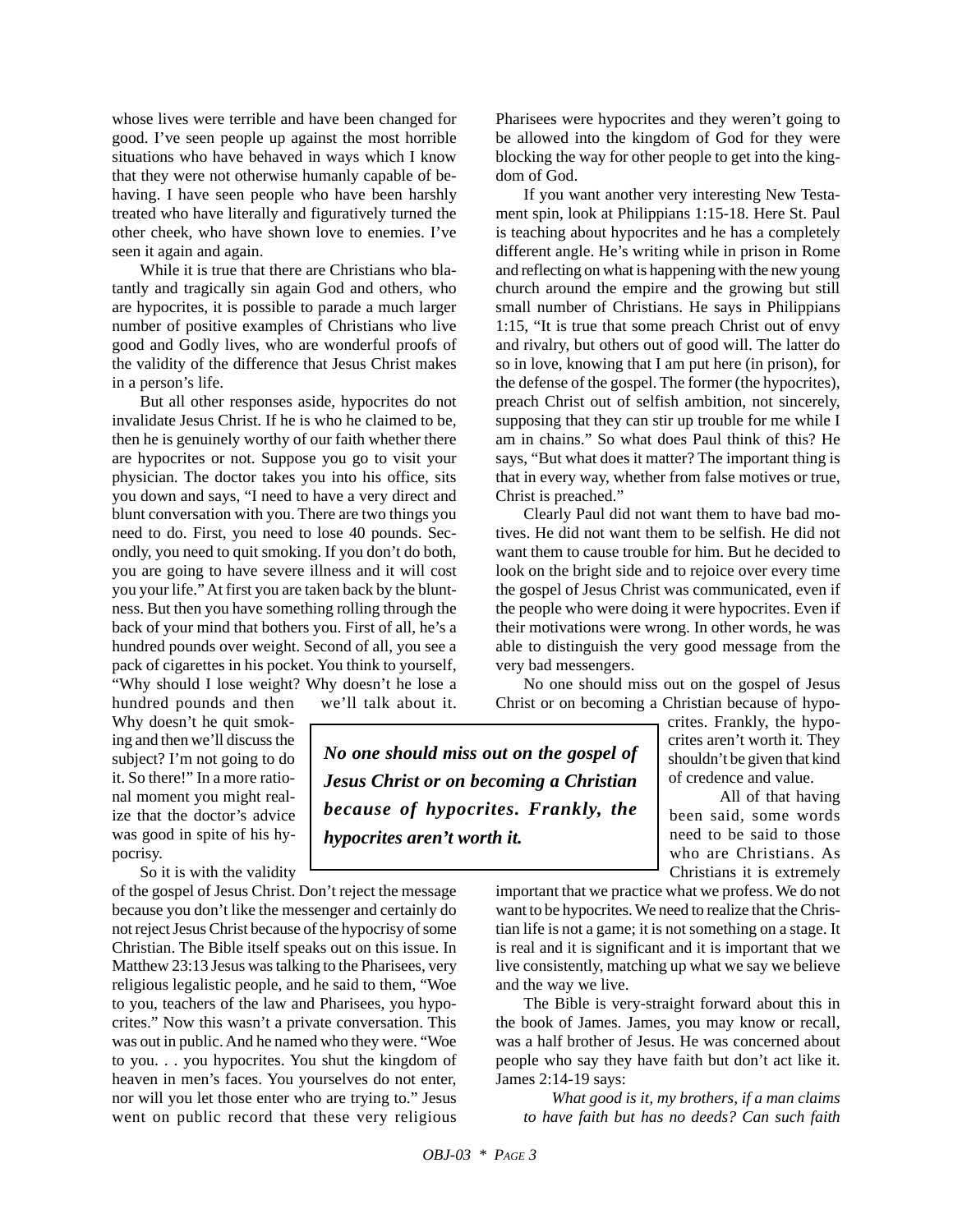whose lives were terrible and have been changed for good. I've seen people up against the most horrible situations who have behaved in ways which I know that they were not otherwise humanly capable of behaving. I have seen people who have been harshly treated who have literally and figuratively turned the other cheek, who have shown love to enemies. I've seen it again and again.

While it is true that there are Christians who blatantly and tragically sin again God and others, who are hypocrites, it is possible to parade a much larger number of positive examples of Christians who live good and Godly lives, who are wonderful proofs of the validity of the difference that Jesus Christ makes in a person's life.

But all other responses aside, hypocrites do not invalidate Jesus Christ. If he is who he claimed to be, then he is genuinely worthy of our faith whether there are hypocrites or not. Suppose you go to visit your physician. The doctor takes you into his office, sits you down and says, "I need to have a very direct and blunt conversation with you. There are two things you need to do. First, you need to lose 40 pounds. Secondly, you need to quit smoking. If you don't do both, you are going to have severe illness and it will cost you your life." At first you are taken back by the bluntness. But then you have something rolling through the back of your mind that bothers you. First of all, he's a hundred pounds over weight. Second of all, you see a pack of cigarettes in his pocket. You think to yourself, "Why should I lose weight? Why doesn't he lose a hundred pounds and then we'll talk about it. Why doesn't he quit smoking and then we'll discuss the subject? I'm not going to do it. So there!" In a more rational moment you might realize that the doctor's advice was good in spite of his hypocrisy.

So it is with the validity of the gospel of Jesus Christ. Don't reject the message because you don't like the messenger and certainly do not reject Jesus Christ because of the hypocrisy of some Christian. The Bible itself speaks out on this issue. In Matthew 23:13 Jesus was talking to the Pharisees, very religious legalistic people, and he said to them, "Woe to you, teachers of the law and Pharisees, you hypocrites." Now this wasn't a private conversation. This was out in public. And he named who they were. "Woe to you. . . you hypocrites. You shut the kingdom of heaven in men's faces. You yourselves do not enter, nor will you let those enter who are trying to." Jesus went on public record that these very religious Pharisees were hypocrites and they weren't going to be allowed into the kingdom of God for they were blocking the way for other people to get into the kingdom of God.

If you want another very interesting New Testament spin, look at Philippians 1:15-18. Here St. Paul is teaching about hypocrites and he has a completely different angle. He's writing while in prison in Rome and reflecting on what is happening with the new young church around the empire and the growing but still small number of Christians. He says in Philippians 1:15, "It is true that some preach Christ out of envy and rivalry, but others out of good will. The latter do so in love, knowing that I am put here (in prison), for the defense of the gospel. The former (the hypocrites), preach Christ out of selfish ambition, not sincerely, supposing that they can stir up trouble for me while I am in chains." So what does Paul think of this? He says, "But what does it matter? The important thing is that in every way, whether from false motives or true, Christ is preached."

Clearly Paul did not want them to have bad motives. He did not want them to be selfish. He did not want them to cause trouble for him. But he decided to look on the bright side and to rejoice over every time the gospel of Jesus Christ was communicated, even if the people who were doing it were hypocrites. Even if their motivations were wrong. In other words, he was able to distinguish the very good message from the very bad messengers.

No one should miss out on the gospel of Jesus Christ or on becoming a Christian because of hypocrites. Frankly, the hypocrites aren't worth it. They shouldn't be given that kind of credence and value.

> ***No one should miss out on the gospel of Jesus Christ or on becoming a Christian because of hypocrites. Frankly, the hypocrites aren't worth it.***

All of that having been said, some words need to be said to those who are Christians. As Christians it is extremely important that we practice what we profess. We do not want to be hypocrites. We need to realize that the Christian life is not a game; it is not something on a stage. It is real and it is significant and it is important that we live consistently, matching up what we say we believe and the way we live.

The Bible is very-straight forward about this in the book of James. James, you may know or recall, was a half brother of Jesus. He was concerned about people who say they have faith but don't act like it. James 2:14-19 says:

> *What good is it, my brothers, if a man claims to have faith but has no deeds? Can such faith*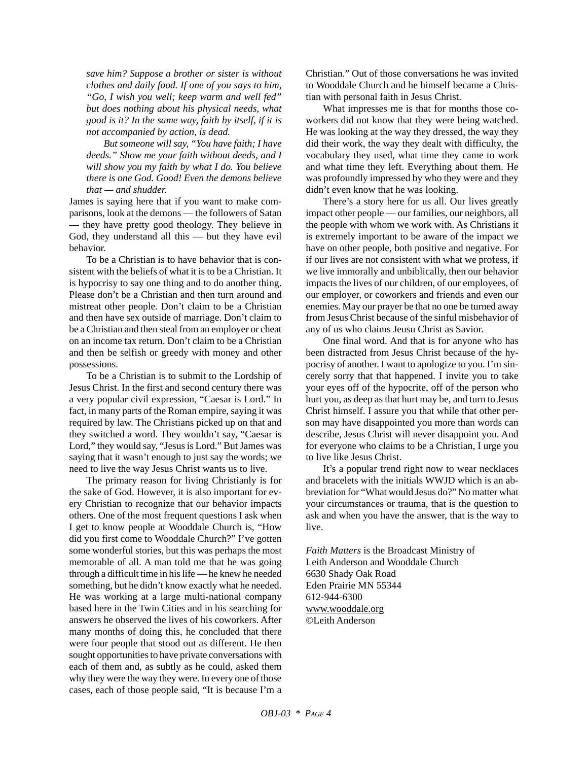*save him? Suppose a brother or sister is without clothes and daily food. If one of you says to him, "Go, I wish you well; keep warm and well fed" but does nothing about his physical needs, what good is it? In the same way, faith by itself, if it is not accompanied by action, is dead.*

*But someone will say, "You have faith; I have deeds." Show me your faith without deeds, and I will show you my faith by what I do. You believe there is one God. Good! Even the demons believe that — and shudder.*

James is saying here that if you want to make comparisons, look at the demons — the followers of Satan — they have pretty good theology. They believe in God, they understand all this — but they have evil behavior.

To be a Christian is to have behavior that is consistent with the beliefs of what it is to be a Christian. It is hypocrisy to say one thing and to do another thing. Please don't be a Christian and then turn around and mistreat other people. Don't claim to be a Christian and then have sex outside of marriage. Don't claim to be a Christian and then steal from an employer or cheat on an income tax return. Don't claim to be a Christian and then be selfish or greedy with money and other possessions.

To be a Christian is to submit to the Lordship of Jesus Christ. In the first and second century there was a very popular civil expression, "Caesar is Lord." In fact, in many parts of the Roman empire, saying it was required by law. The Christians picked up on that and they switched a word. They wouldn't say, "Caesar is Lord," they would say, "Jesus is Lord." But James was saying that it wasn't enough to just say the words; we need to live the way Jesus Christ wants us to live.

The primary reason for living Christianly is for the sake of God. However, it is also important for every Christian to recognize that our behavior impacts others. One of the most frequent questions I ask when I get to know people at Wooddale Church is, "How did you first come to Wooddale Church?" I've gotten some wonderful stories, but this was perhaps the most memorable of all. A man told me that he was going through a difficult time in his life — he knew he needed something, but he didn't know exactly what he needed. He was working at a large multi-national company based here in the Twin Cities and in his searching for answers he observed the lives of his coworkers. After many months of doing this, he concluded that there were four people that stood out as different. He then sought opportunities to have private conversations with each of them and, as subtly as he could, asked them why they were the way they were. In every one of those cases, each of those people said, "It is because I'm a Christian." Out of those conversations he was invited to Wooddale Church and he himself became a Christian with personal faith in Jesus Christ.

What impresses me is that for months those coworkers did not know that they were being watched. He was looking at the way they dressed, the way they did their work, the way they dealt with difficulty, the vocabulary they used, what time they came to work and what time they left. Everything about them. He was profoundly impressed by who they were and they didn't even know that he was looking.

There's a story here for us all. Our lives greatly impact other people — our families, our neighbors, all the people with whom we work with. As Christians it is extremely important to be aware of the impact we have on other people, both positive and negative. For if our lives are not consistent with what we profess, if we live immorally and unbiblically, then our behavior impacts the lives of our children, of our employees, of our employer, or coworkers and friends and even our enemies. May our prayer be that no one be turned away from Jesus Christ because of the sinful misbehavior of any of us who claims Jeusu Christ as Savior.

One final word. And that is for anyone who has been distracted from Jesus Christ because of the hypocrisy of another. I want to apologize to you. I'm sincerely sorry that that happened. I invite you to take your eyes off of the hypocrite, off of the person who hurt you, as deep as that hurt may be, and turn to Jesus Christ himself. I assure you that while that other person may have disappointed you more than words can describe, Jesus Christ will never disappoint you. And for everyone who claims to be a Christian, I urge you to live like Jesus Christ.

It's a popular trend right now to wear necklaces and bracelets with the initials WWJD which is an abbreviation for "What would Jesus do?" No matter what your circumstances or trauma, that is the question to ask and when you have the answer, that is the way to live.

*Faith Matters* is the Broadcast Ministry of
Leith Anderson and Wooddale Church
6630 Shady Oak Road
Eden Prairie MN 55344
612-944-6300
www.wooddale.org
©Leith Anderson